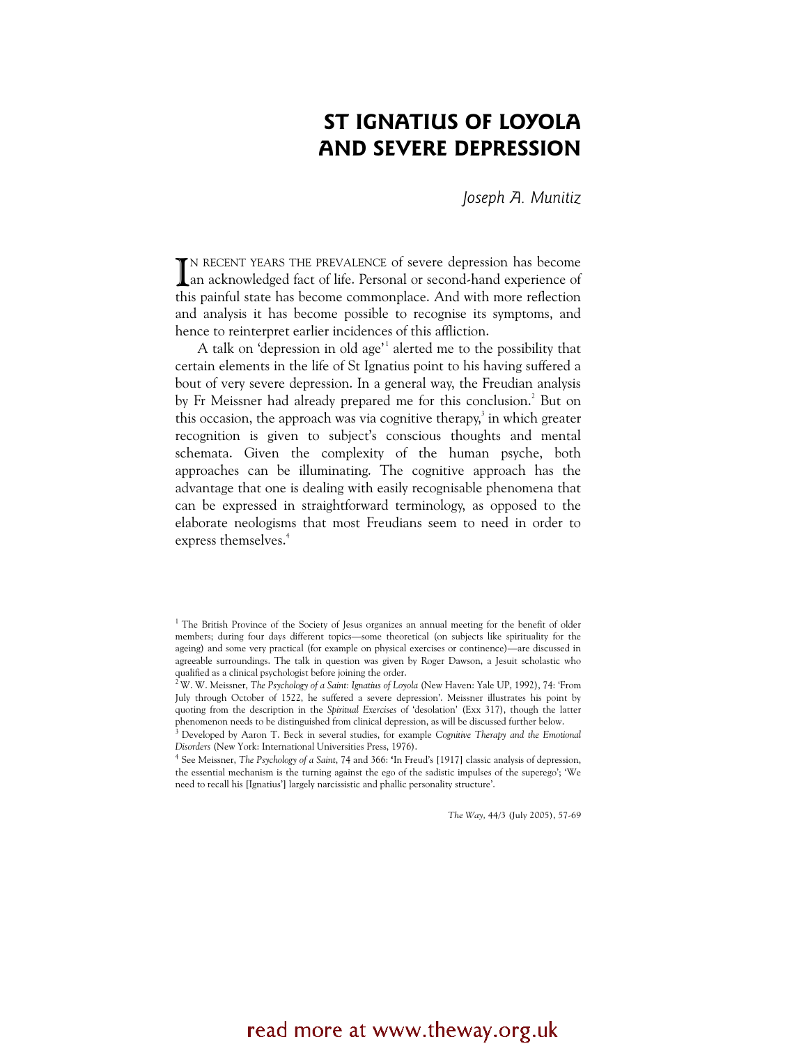# ST IGNATIUS OF LOYOLA AND SEVERE DEPRESSION

*Joseph A. Munitiz*

IN RECENT YEARS THE PREVALENCE of severe depression has become an acknowledged fact of life. Personal or second-hand experience of this painful state has become commonplace. And with more reflection and analysis it has become possible to recognise its symptoms, and hence to reinterpret earlier incidences of this affliction.

A talk on 'depression in old age'[1] alerted me to the possibility that certain elements in the life of St Ignatius point to his having suffered a bout of very severe depression. In a general way, the Freudian analysis by Fr Meissner had already prepared me for this conclusion.[2] But on this occasion, the approach was via cognitive therapy,[3] in which greater recognition is given to subject's conscious thoughts and mental schemata. Given the complexity of the human psyche, both approaches can be illuminating. The cognitive approach has the advantage that one is dealing with easily recognisable phenomena that can be expressed in straightforward terminology, as opposed to the elaborate neologisms that most Freudians seem to need in order to express themselves.[4]

---

[1] The British Province of the Society of Jesus organizes an annual meeting for the benefit of older members; during four days different topics—some theoretical (on subjects like spirituality for the ageing) and some very practical (for example on physical exercises or continence)—are discussed in agreeable surroundings. The talk in question was given by Roger Dawson, a Jesuit scholastic who qualified as a clinical psychologist before joining the order.

[2] W. W. Meissner, *The Psychology of a Saint: Ignatius of Loyola* (New Haven: Yale UP, 1992), 74: 'From July through October of 1522, he suffered a severe depression'. Meissner illustrates his point by quoting from the description in the *Spiritual Exercises* of 'desolation' (Exx 317), though the latter phenomenon needs to be distinguished from clinical depression, as will be discussed further below.

[3] Developed by Aaron T. Beck in several studies, for example *Cognitive Therapy and the Emotional Disorders* (New York: International Universities Press, 1976).

[4] See Meissner, *The Psychology of a Saint*, 74 and 366: 'In Freud's [1917] classic analysis of depression, the essential mechanism is the turning against the ego of the sadistic impulses of the superego'; 'We need to recall his [Ignatius'] largely narcissistic and phallic personality structure'.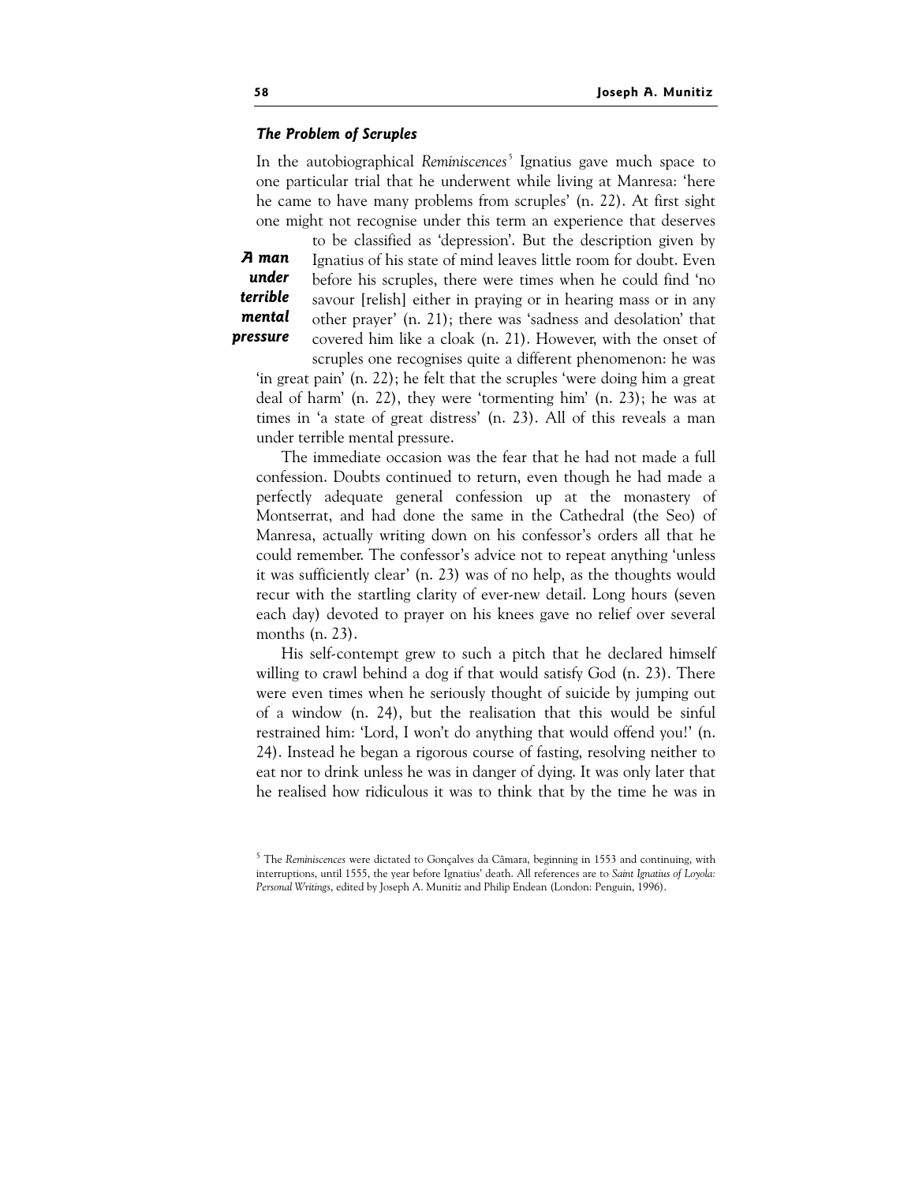### *The Problem of Scruples*

In the autobiographical *Reminiscences*[5] Ignatius gave much space to one particular trial that he underwent while living at Manresa: 'here he came to have many problems from scruples' (n. 22). At first sight one might not recognise under this term an experience that deserves to be classified as 'depression'. But the description given by Ignatius of his state of mind leaves little room for doubt. Even before his scruples, there were times when he could find 'no savour [relish] either in praying or in hearing mass or in any other prayer' (n. 21); there was 'sadness and desolation' that covered him like a cloak (n. 21). However, with the onset of scruples one recognises quite a different phenomenon: he was 'in great pain' (n. 22); he felt that the scruples 'were doing him a great deal of harm' (n. 22), they were 'tormenting him' (n. 23); he was at times in 'a state of great distress' (n. 23). All of this reveals a man under terrible mental pressure.

***A man under terrible mental pressure***

The immediate occasion was the fear that he had not made a full confession. Doubts continued to return, even though he had made a perfectly adequate general confession up at the monastery of Montserrat, and had done the same in the Cathedral (the Seo) of Manresa, actually writing down on his confessor's orders all that he could remember. The confessor's advice not to repeat anything 'unless it was sufficiently clear' (n. 23) was of no help, as the thoughts would recur with the startling clarity of ever-new detail. Long hours (seven each day) devoted to prayer on his knees gave no relief over several months (n. 23).

His self-contempt grew to such a pitch that he declared himself willing to crawl behind a dog if that would satisfy God (n. 23). There were even times when he seriously thought of suicide by jumping out of a window (n. 24), but the realisation that this would be sinful restrained him: 'Lord, I won't do anything that would offend you!' (n. 24). Instead he began a rigorous course of fasting, resolving neither to eat nor to drink unless he was in danger of dying. It was only later that he realised how ridiculous it was to think that by the time he was in

[5] The *Reminiscences* were dictated to Gonçalves da Câmara, beginning in 1553 and continuing, with interruptions, until 1555, the year before Ignatius' death. All references are to *Saint Ignatius of Loyola: Personal Writings*, edited by Joseph A. Munitiz and Philip Endean (London: Penguin, 1996).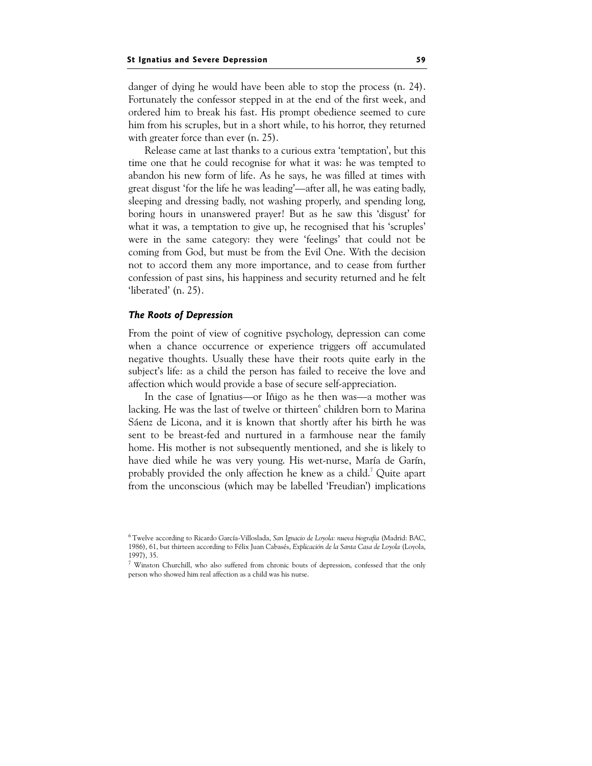danger of dying he would have been able to stop the process (n. 24). Fortunately the confessor stepped in at the end of the first week, and ordered him to break his fast. His prompt obedience seemed to cure him from his scruples, but in a short while, to his horror, they returned with greater force than ever (n. 25).

Release came at last thanks to a curious extra 'temptation', but this time one that he could recognise for what it was: he was tempted to abandon his new form of life. As he says, he was filled at times with great disgust 'for the life he was leading'—after all, he was eating badly, sleeping and dressing badly, not washing properly, and spending long, boring hours in unanswered prayer! But as he saw this 'disgust' for what it was, a temptation to give up, he recognised that his 'scruples' were in the same category: they were 'feelings' that could not be coming from God, but must be from the Evil One. With the decision not to accord them any more importance, and to cease from further confession of past sins, his happiness and security returned and he felt 'liberated' (n. 25).

### *The Roots of Depression*

From the point of view of cognitive psychology, depression can come when a chance occurrence or experience triggers off accumulated negative thoughts. Usually these have their roots quite early in the subject's life: as a child the person has failed to receive the love and affection which would provide a base of secure self-appreciation.

In the case of Ignatius—or Iñigo as he then was—a mother was lacking. He was the last of twelve or thirteen[6] children born to Marina Sáenz de Licona, and it is known that shortly after his birth he was sent to be breast-fed and nurtured in a farmhouse near the family home. His mother is not subsequently mentioned, and she is likely to have died while he was very young. His wet-nurse, María de Garín, probably provided the only affection he knew as a child.[7] Quite apart from the unconscious (which may be labelled 'Freudian') implications

---

[6] Twelve according to Ricardo García-Villoslada, *San Ignacio de Loyola: nueva biografía* (Madrid: BAC, 1986), 61, but thirteen according to Félix Juan Cabasés, *Explicación de la Santa Casa de Loyola* (Loyola, 1997), 35.

[7] Winston Churchill, who also suffered from chronic bouts of depression, confessed that the only person who showed him real affection as a child was his nurse.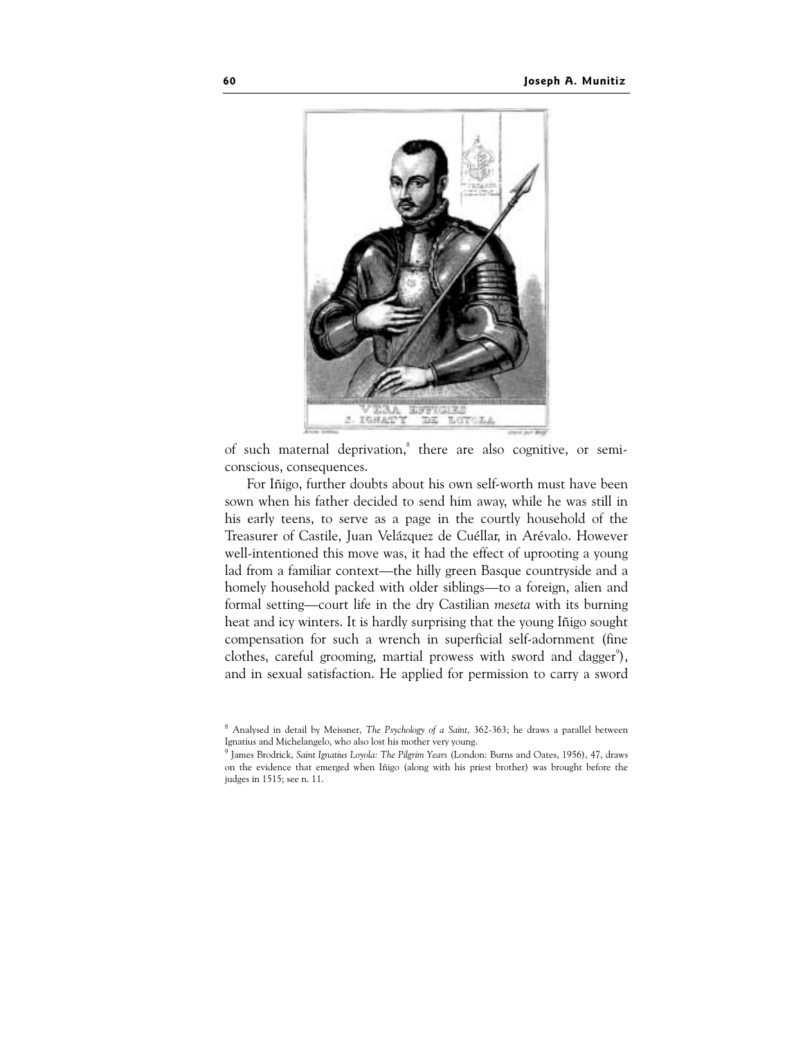of such maternal deprivation,[8] there are also cognitive, or semi-conscious, consequences.

For Iñigo, further doubts about his own self-worth must have been sown when his father decided to send him away, while he was still in his early teens, to serve as a page in the courtly household of the Treasurer of Castile, Juan Velázquez de Cuéllar, in Arévalo. However well-intentioned this move was, it had the effect of uprooting a young lad from a familiar context—the hilly green Basque countryside and a homely household packed with older siblings—to a foreign, alien and formal setting—court life in the dry Castilian *meseta* with its burning heat and icy winters. It is hardly surprising that the young Iñigo sought compensation for such a wrench in superficial self-adornment (fine clothes, careful grooming, martial prowess with sword and dagger[9]), and in sexual satisfaction. He applied for permission to carry a sword

---

[8] Analysed in detail by Meissner, *The Psychology of a Saint*, 362-363; he draws a parallel between Ignatius and Michelangelo, who also lost his mother very young.

[9] James Brodrick, *Saint Ignatius Loyola: The Pilgrim Years* (London: Burns and Oates, 1956), 47, draws on the evidence that emerged when Iñigo (along with his priest brother) was brought before the judges in 1515; see n. 11.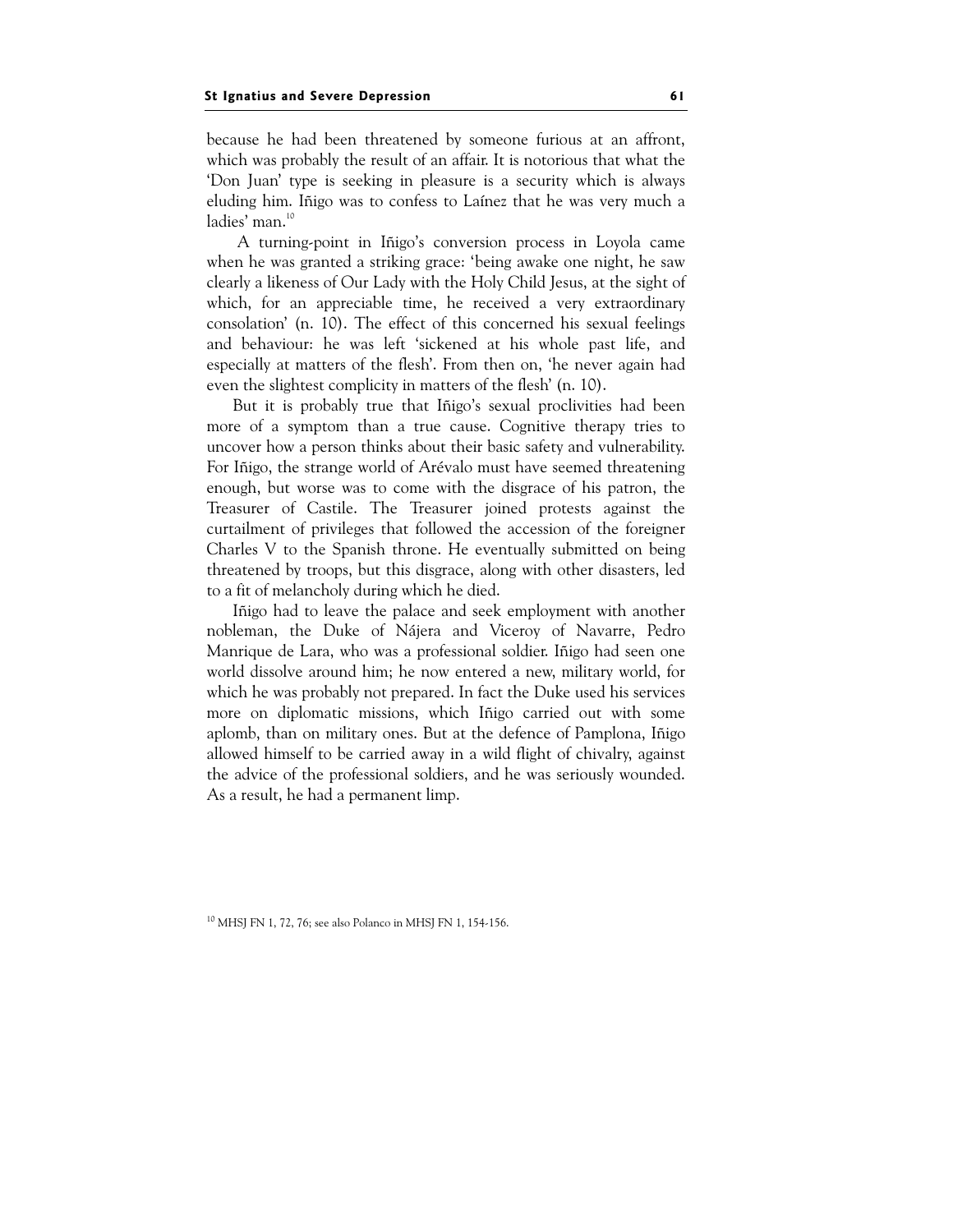because he had been threatened by someone furious at an affront, which was probably the result of an affair. It is notorious that what the 'Don Juan' type is seeking in pleasure is a security which is always eluding him. Iñigo was to confess to Laínez that he was very much a ladies' man.[10]

A turning-point in Iñigo's conversion process in Loyola came when he was granted a striking grace: 'being awake one night, he saw clearly a likeness of Our Lady with the Holy Child Jesus, at the sight of which, for an appreciable time, he received a very extraordinary consolation' (n. 10). The effect of this concerned his sexual feelings and behaviour: he was left 'sickened at his whole past life, and especially at matters of the flesh'. From then on, 'he never again had even the slightest complicity in matters of the flesh' (n. 10).

But it is probably true that Iñigo's sexual proclivities had been more of a symptom than a true cause. Cognitive therapy tries to uncover how a person thinks about their basic safety and vulnerability. For Iñigo, the strange world of Arévalo must have seemed threatening enough, but worse was to come with the disgrace of his patron, the Treasurer of Castile. The Treasurer joined protests against the curtailment of privileges that followed the accession of the foreigner Charles V to the Spanish throne. He eventually submitted on being threatened by troops, but this disgrace, along with other disasters, led to a fit of melancholy during which he died.

Iñigo had to leave the palace and seek employment with another nobleman, the Duke of Nájera and Viceroy of Navarre, Pedro Manrique de Lara, who was a professional soldier. Iñigo had seen one world dissolve around him; he now entered a new, military world, for which he was probably not prepared. In fact the Duke used his services more on diplomatic missions, which Iñigo carried out with some aplomb, than on military ones. But at the defence of Pamplona, Iñigo allowed himself to be carried away in a wild flight of chivalry, against the advice of the professional soldiers, and he was seriously wounded. As a result, he had a permanent limp.

[10] MHSJ FN 1, 72, 76; see also Polanco in MHSJ FN 1, 154-156.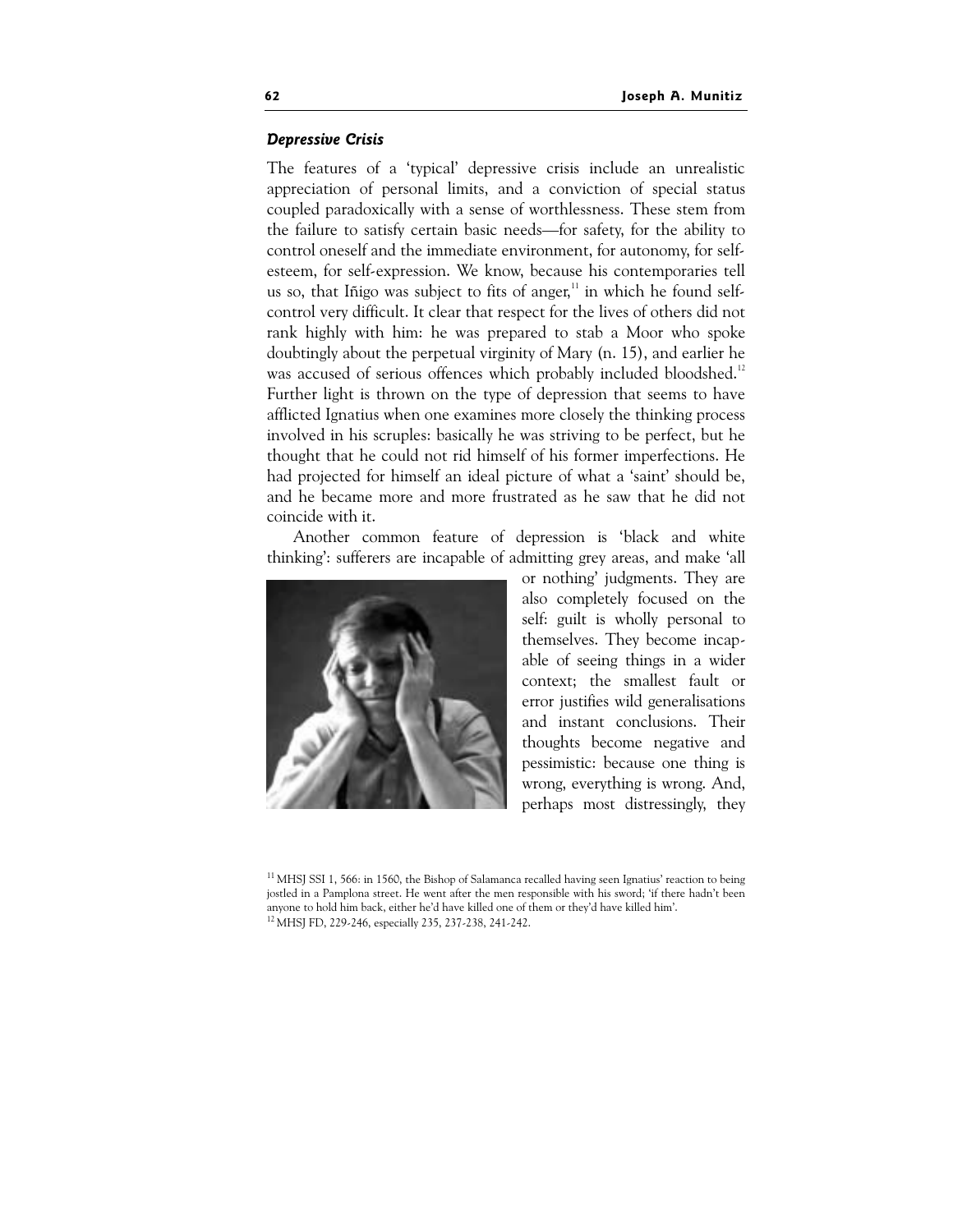### *Depressive Crisis*

The features of a 'typical' depressive crisis include an unrealistic appreciation of personal limits, and a conviction of special status coupled paradoxically with a sense of worthlessness. These stem from the failure to satisfy certain basic needs—for safety, for the ability to control oneself and the immediate environment, for autonomy, for self-esteem, for self-expression. We know, because his contemporaries tell us so, that Iñigo was subject to fits of anger,[11] in which he found self-control very difficult. It clear that respect for the lives of others did not rank highly with him: he was prepared to stab a Moor who spoke doubtingly about the perpetual virginity of Mary (n. 15), and earlier he was accused of serious offences which probably included bloodshed.[12] Further light is thrown on the type of depression that seems to have afflicted Ignatius when one examines more closely the thinking process involved in his scruples: basically he was striving to be perfect, but he thought that he could not rid himself of his former imperfections. He had projected for himself an ideal picture of what a 'saint' should be, and he became more and more frustrated as he saw that he did not coincide with it.

Another common feature of depression is 'black and white thinking': sufferers are incapable of admitting grey areas, and make 'all or nothing' judgments. They are also completely focused on the self: guilt is wholly personal to themselves. They become incapable of seeing things in a wider context; the smallest fault or error justifies wild generalisations and instant conclusions. Their thoughts become negative and pessimistic: because one thing is wrong, everything is wrong. And, perhaps most distressingly, they

[11] MHSJ SSI 1, 566: in 1560, the Bishop of Salamanca recalled having seen Ignatius' reaction to being jostled in a Pamplona street. He went after the men responsible with his sword; 'if there hadn't been anyone to hold him back, either he'd have killed one of them or they'd have killed him'.

[12] MHSJ FD, 229-246, especially 235, 237-238, 241-242.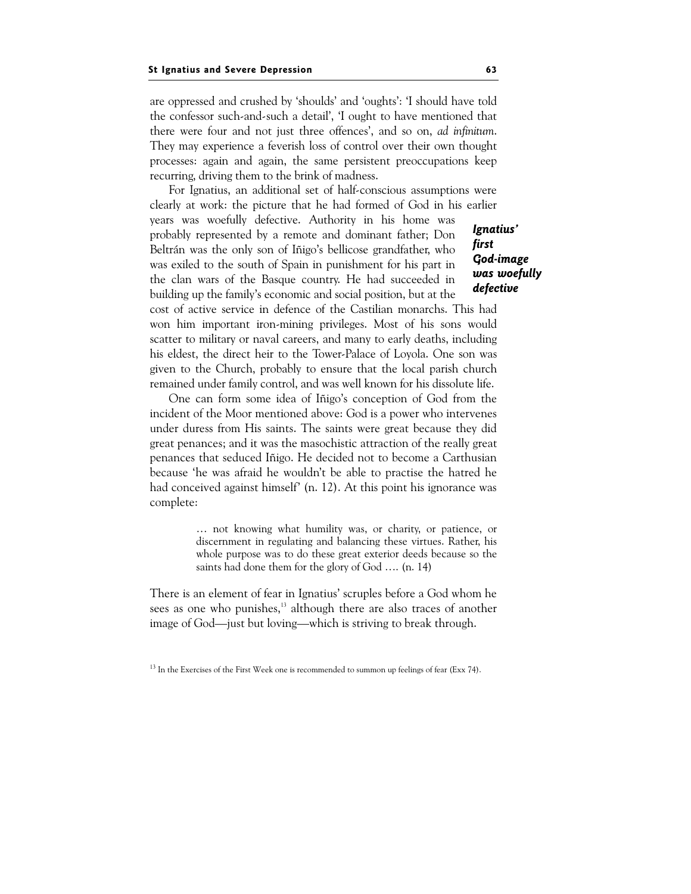are oppressed and crushed by 'shoulds' and 'oughts': 'I should have told the confessor such-and-such a detail', 'I ought to have mentioned that there were four and not just three offences', and so on, *ad infinitum*. They may experience a feverish loss of control over their own thought processes: again and again, the same persistent preoccupations keep recurring, driving them to the brink of madness.

For Ignatius, an additional set of half-conscious assumptions were clearly at work: the picture that he had formed of God in his earlier years was woefully defective. Authority in his home was probably represented by a remote and dominant father; Don Beltrán was the only son of Iñigo's bellicose grandfather, who was exiled to the south of Spain in punishment for his part in the clan wars of the Basque country. He had succeeded in building up the family's economic and social position, but at the cost of active service in defence of the Castilian monarchs. This had won him important iron-mining privileges. Most of his sons would scatter to military or naval careers, and many to early deaths, including his eldest, the direct heir to the Tower-Palace of Loyola. One son was given to the Church, probably to ensure that the local parish church remained under family control, and was well known for his dissolute life.

***Ignatius' first God-image was woefully defective***

One can form some idea of Iñigo's conception of God from the incident of the Moor mentioned above: God is a power who intervenes under duress from His saints. The saints were great because they did great penances; and it was the masochistic attraction of the really great penances that seduced Iñigo. He decided not to become a Carthusian because 'he was afraid he wouldn't be able to practise the hatred he had conceived against himself' (n. 12). At this point his ignorance was complete:

> … not knowing what humility was, or charity, or patience, or discernment in regulating and balancing these virtues. Rather, his whole purpose was to do these great exterior deeds because so the saints had done them for the glory of God …. (n. 14)

There is an element of fear in Ignatius' scruples before a God whom he sees as one who punishes,[13] although there are also traces of another image of God—just but loving—which is striving to break through.

[13] In the Exercises of the First Week one is recommended to summon up feelings of fear (Exx 74).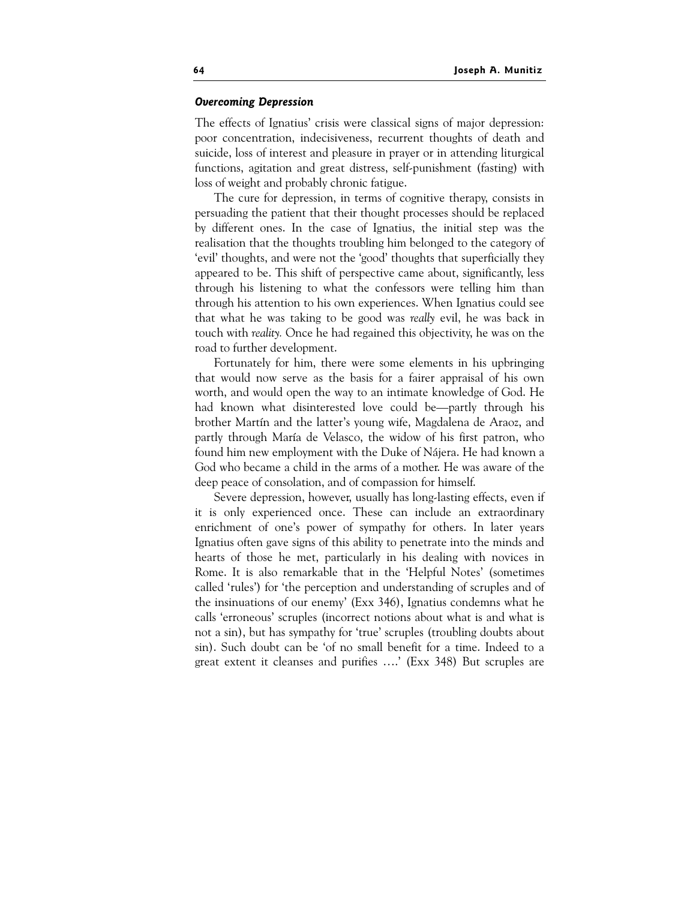### *Overcoming Depression*

The effects of Ignatius' crisis were classical signs of major depression: poor concentration, indecisiveness, recurrent thoughts of death and suicide, loss of interest and pleasure in prayer or in attending liturgical functions, agitation and great distress, self-punishment (fasting) with loss of weight and probably chronic fatigue.

The cure for depression, in terms of cognitive therapy, consists in persuading the patient that their thought processes should be replaced by different ones. In the case of Ignatius, the initial step was the realisation that the thoughts troubling him belonged to the category of 'evil' thoughts, and were not the 'good' thoughts that superficially they appeared to be. This shift of perspective came about, significantly, less through his listening to what the confessors were telling him than through his attention to his own experiences. When Ignatius could see that what he was taking to be good was *really* evil, he was back in touch with *reality.* Once he had regained this objectivity, he was on the road to further development.

Fortunately for him, there were some elements in his upbringing that would now serve as the basis for a fairer appraisal of his own worth, and would open the way to an intimate knowledge of God. He had known what disinterested love could be—partly through his brother Martín and the latter's young wife, Magdalena de Araoz, and partly through María de Velasco, the widow of his first patron, who found him new employment with the Duke of Nájera. He had known a God who became a child in the arms of a mother. He was aware of the deep peace of consolation, and of compassion for himself.

Severe depression, however, usually has long-lasting effects, even if it is only experienced once. These can include an extraordinary enrichment of one's power of sympathy for others. In later years Ignatius often gave signs of this ability to penetrate into the minds and hearts of those he met, particularly in his dealing with novices in Rome. It is also remarkable that in the 'Helpful Notes' (sometimes called 'rules') for 'the perception and understanding of scruples and of the insinuations of our enemy' (Exx 346), Ignatius condemns what he calls 'erroneous' scruples (incorrect notions about what is and what is not a sin), but has sympathy for 'true' scruples (troubling doubts about sin). Such doubt can be 'of no small benefit for a time. Indeed to a great extent it cleanses and purifies ….' (Exx 348) But scruples are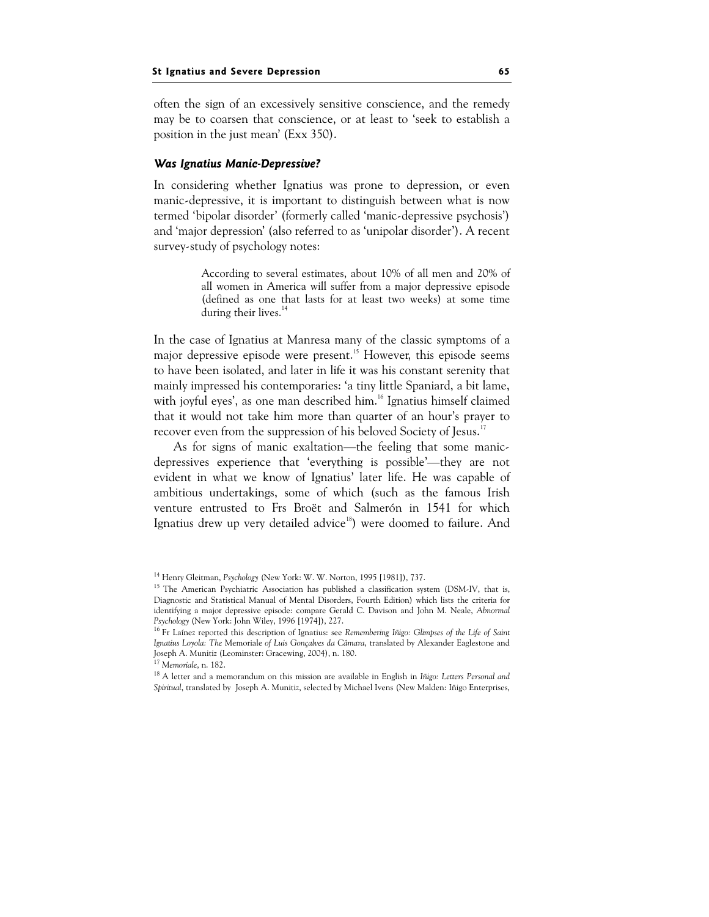often the sign of an excessively sensitive conscience, and the remedy may be to coarsen that conscience, or at least to 'seek to establish a position in the just mean' (Exx 350).

### *Was Ignatius Manic-Depressive?*

In considering whether Ignatius was prone to depression, or even manic-depressive, it is important to distinguish between what is now termed 'bipolar disorder' (formerly called 'manic-depressive psychosis') and 'major depression' (also referred to as 'unipolar disorder'). A recent survey-study of psychology notes:

> According to several estimates, about 10% of all men and 20% of all women in America will suffer from a major depressive episode (defined as one that lasts for at least two weeks) at some time during their lives.[14]

In the case of Ignatius at Manresa many of the classic symptoms of a major depressive episode were present.[15] However, this episode seems to have been isolated, and later in life it was his constant serenity that mainly impressed his contemporaries: 'a tiny little Spaniard, a bit lame, with joyful eyes', as one man described him.[16] Ignatius himself claimed that it would not take him more than quarter of an hour's prayer to recover even from the suppression of his beloved Society of Jesus.[17]

As for signs of manic exaltation—the feeling that some manic-depressives experience that 'everything is possible'—they are not evident in what we know of Ignatius' later life. He was capable of ambitious undertakings, some of which (such as the famous Irish venture entrusted to Frs Broët and Salmerón in 1541 for which Ignatius drew up very detailed advice[18]) were doomed to failure. And

---

[14] Henry Gleitman, *Psychology* (New York: W. W. Norton, 1995 [1981]), 737.

[15] The American Psychiatric Association has published a classification system (DSM-IV, that is, Diagnostic and Statistical Manual of Mental Disorders, Fourth Edition) which lists the criteria for identifying a major depressive episode: compare Gerald C. Davison and John M. Neale, *Abnormal Psychology* (New York: John Wiley, 1996 [1974]), 227.

[16] Fr Laínez reported this description of Ignatius: see *Remembering Iñigo: Glimpses of the Life of Saint Ignatius Loyola: The* Memoriale *of Luis Gonçalves da Câmara*, translated by Alexander Eaglestone and Joseph A. Munitiz (Leominster: Gracewing, 2004), n. 180.

[17] *Memoriale*, n. 182.

[18] A letter and a memorandum on this mission are available in English in *Iñigo: Letters Personal and Spiritual*, translated by Joseph A. Munitiz, selected by Michael Ivens (New Malden: Iñigo Enterprises,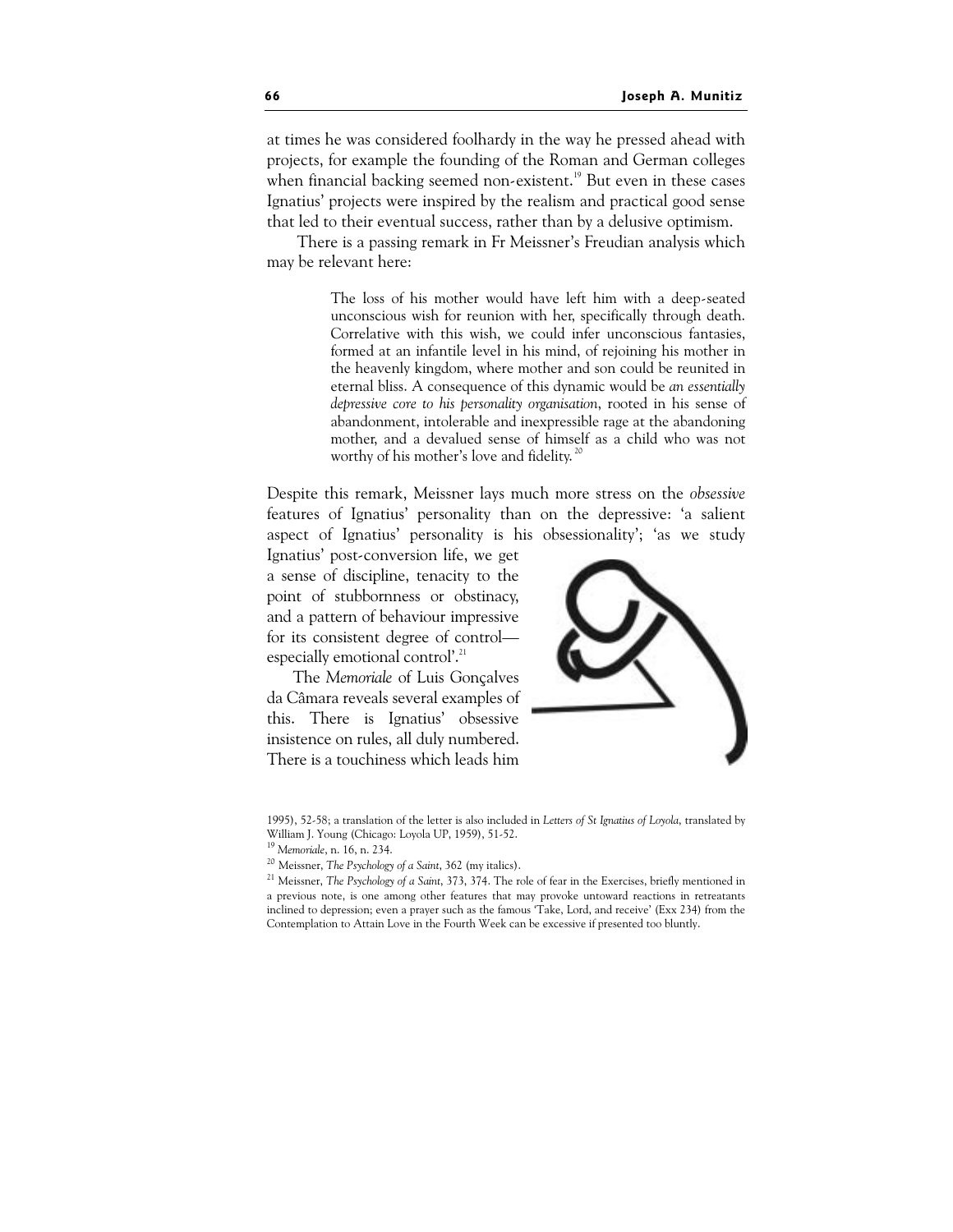at times he was considered foolhardy in the way he pressed ahead with projects, for example the founding of the Roman and German colleges when financial backing seemed non-existent.[19] But even in these cases Ignatius' projects were inspired by the realism and practical good sense that led to their eventual success, rather than by a delusive optimism.

There is a passing remark in Fr Meissner's Freudian analysis which may be relevant here:

> The loss of his mother would have left him with a deep-seated unconscious wish for reunion with her, specifically through death. Correlative with this wish, we could infer unconscious fantasies, formed at an infantile level in his mind, of rejoining his mother in the heavenly kingdom, where mother and son could be reunited in eternal bliss. A consequence of this dynamic would be *an essentially depressive core to his personality organisation*, rooted in his sense of abandonment, intolerable and inexpressible rage at the abandoning mother, and a devalued sense of himself as a child who was not worthy of his mother's love and fidelity.[20]

Despite this remark, Meissner lays much more stress on the *obsessive* features of Ignatius' personality than on the depressive: 'a salient aspect of Ignatius' personality is his obsessionality'; 'as we study Ignatius' post-conversion life, we get a sense of discipline, tenacity to the point of stubbornness or obstinacy, and a pattern of behaviour impressive for its consistent degree of control—especially emotional control'.[21]

The *Memoriale* of Luis Gonçalves da Câmara reveals several examples of this. There is Ignatius' obsessive insistence on rules, all duly numbered. There is a touchiness which leads him

1995), 52-58; a translation of the letter is also included in *Letters of St Ignatius of Loyola*, translated by William J. Young (Chicago: Loyola UP, 1959), 51-52.

[19] *Memoriale*, n. 16, n. 234.

[20] Meissner, *The Psychology of a Saint*, 362 (my italics).

[21] Meissner, *The Psychology of a Saint*, 373, 374. The role of fear in the Exercises, briefly mentioned in a previous note, is one among other features that may provoke untoward reactions in retreatants inclined to depression; even a prayer such as the famous 'Take, Lord, and receive' (Exx 234) from the Contemplation to Attain Love in the Fourth Week can be excessive if presented too bluntly.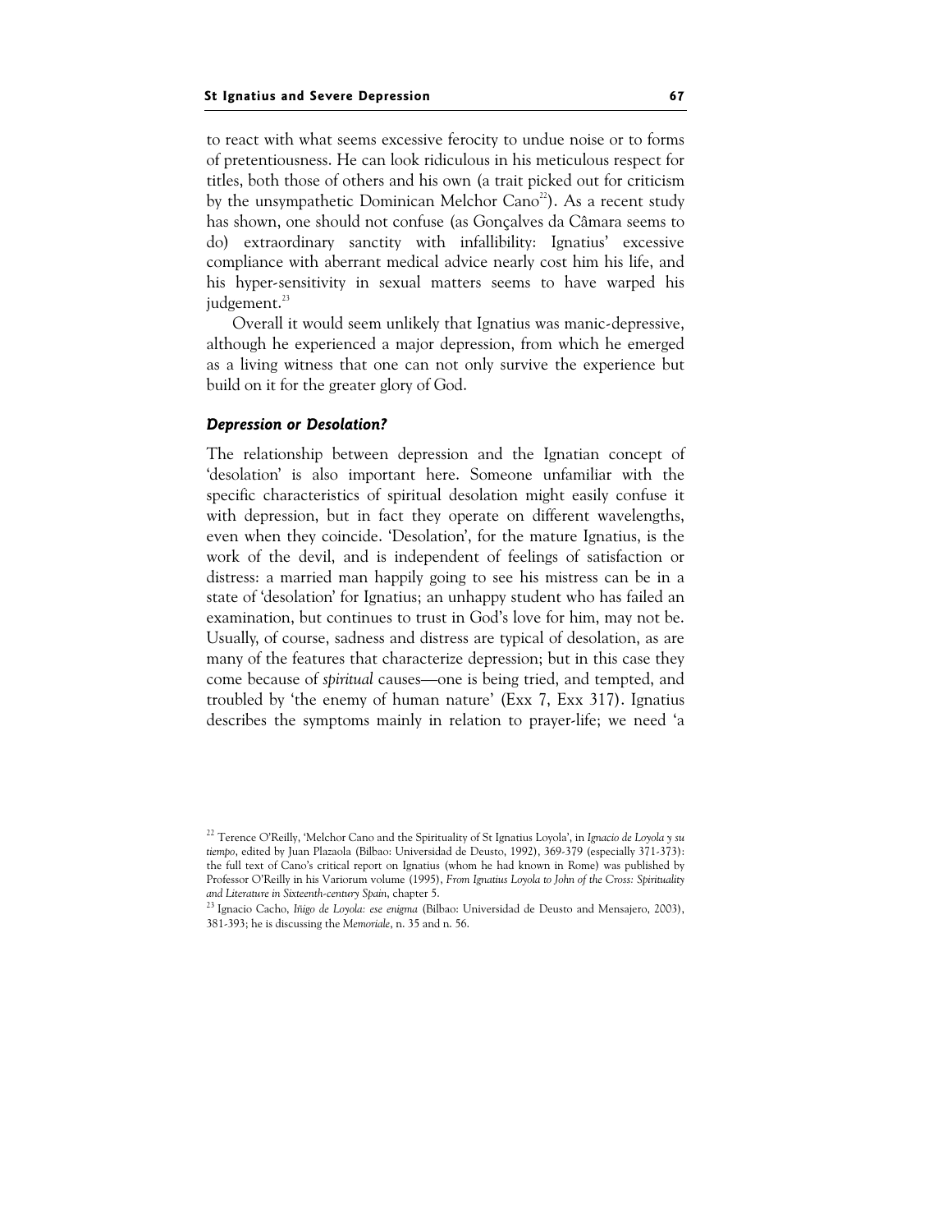to react with what seems excessive ferocity to undue noise or to forms of pretentiousness. He can look ridiculous in his meticulous respect for titles, both those of others and his own (a trait picked out for criticism by the unsympathetic Dominican Melchor Cano[22]). As a recent study has shown, one should not confuse (as Gonçalves da Câmara seems to do) extraordinary sanctity with infallibility: Ignatius' excessive compliance with aberrant medical advice nearly cost him his life, and his hyper-sensitivity in sexual matters seems to have warped his judgement.[23]

Overall it would seem unlikely that Ignatius was manic-depressive, although he experienced a major depression, from which he emerged as a living witness that one can not only survive the experience but build on it for the greater glory of God.

### *Depression or Desolation?*

The relationship between depression and the Ignatian concept of 'desolation' is also important here. Someone unfamiliar with the specific characteristics of spiritual desolation might easily confuse it with depression, but in fact they operate on different wavelengths, even when they coincide. 'Desolation', for the mature Ignatius, is the work of the devil, and is independent of feelings of satisfaction or distress: a married man happily going to see his mistress can be in a state of 'desolation' for Ignatius; an unhappy student who has failed an examination, but continues to trust in God's love for him, may not be. Usually, of course, sadness and distress are typical of desolation, as are many of the features that characterize depression; but in this case they come because of *spiritual* causes—one is being tried, and tempted, and troubled by 'the enemy of human nature' (Exx 7, Exx 317). Ignatius describes the symptoms mainly in relation to prayer-life; we need 'a

---

[22] Terence O'Reilly, 'Melchor Cano and the Spirituality of St Ignatius Loyola', in *Ignacio de Loyola y su tiempo*, edited by Juan Plazaola (Bilbao: Universidad de Deusto, 1992), 369-379 (especially 371-373): the full text of Cano's critical report on Ignatius (whom he had known in Rome) was published by Professor O'Reilly in his Variorum volume (1995), *From Ignatius Loyola to John of the Cross: Spirituality and Literature in Sixteenth-century Spain*, chapter 5.

[23] Ignacio Cacho, *Iñigo de Loyola: ese enigma* (Bilbao: Universidad de Deusto and Mensajero, 2003), 381-393; he is discussing the *Memoriale*, n. 35 and n. 56.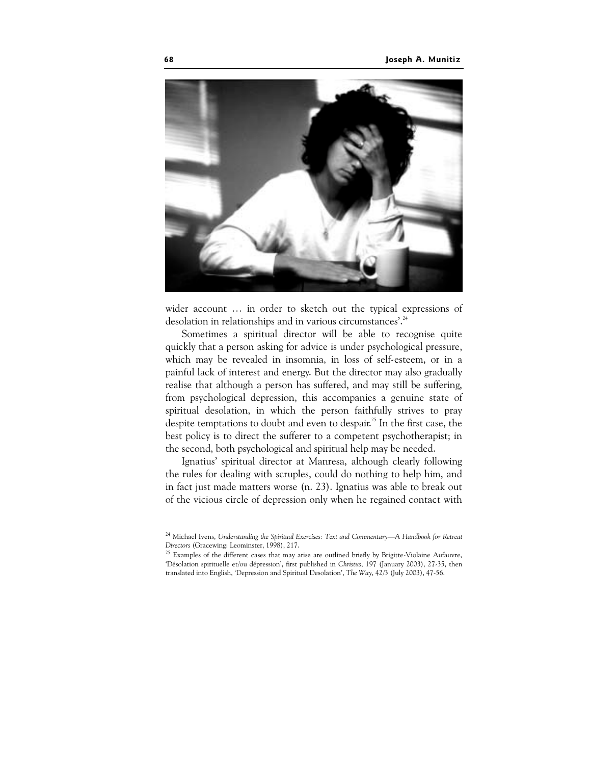wider account … in order to sketch out the typical expressions of desolation in relationships and in various circumstances'.[24]

Sometimes a spiritual director will be able to recognise quite quickly that a person asking for advice is under psychological pressure, which may be revealed in insomnia, in loss of self-esteem, or in a painful lack of interest and energy. But the director may also gradually realise that although a person has suffered, and may still be suffering, from psychological depression, this accompanies a genuine state of spiritual desolation, in which the person faithfully strives to pray despite temptations to doubt and even to despair.[25] In the first case, the best policy is to direct the sufferer to a competent psychotherapist; in the second, both psychological and spiritual help may be needed.

Ignatius' spiritual director at Manresa, although clearly following the rules for dealing with scruples, could do nothing to help him, and in fact just made matters worse (n. 23). Ignatius was able to break out of the vicious circle of depression only when he regained contact with

[24] Michael Ivens, *Understanding the Spiritual Exercises: Text and Commentary—A Handbook for Retreat Directors* (Gracewing: Leominster, 1998), 217.

[25] Examples of the different cases that may arise are outlined briefly by Brigitte-Violaine Aufauvre, 'Désolation spirituelle et/ou dépression', first published in *Christus*, 197 (January 2003), 27-35, then translated into English, 'Depression and Spiritual Desolation', *The Way*, 42/3 (July 2003), 47-56.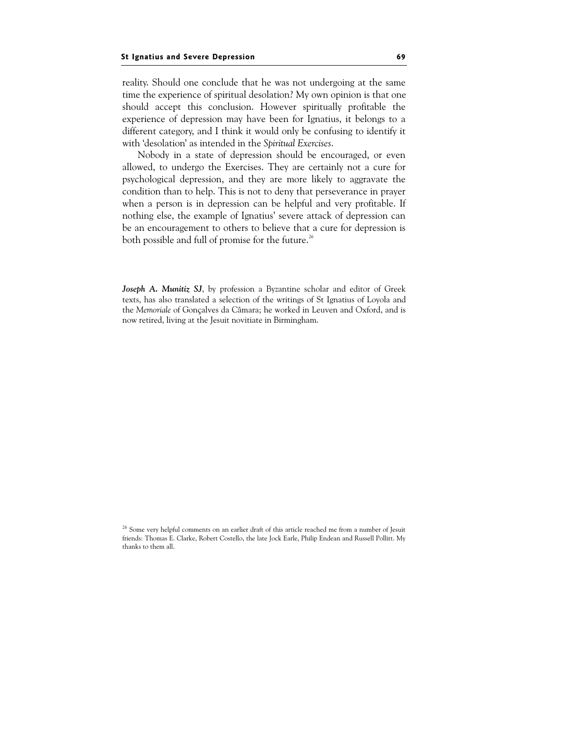reality. Should one conclude that he was not undergoing at the same time the experience of spiritual desolation? My own opinion is that one should accept this conclusion. However spiritually profitable the experience of depression may have been for Ignatius, it belongs to a different category, and I think it would only be confusing to identify it with 'desolation' as intended in the *Spiritual Exercises*.

Nobody in a state of depression should be encouraged, or even allowed, to undergo the Exercises. They are certainly not a cure for psychological depression, and they are more likely to aggravate the condition than to help. This is not to deny that perseverance in prayer when a person is in depression can be helpful and very profitable. If nothing else, the example of Ignatius' severe attack of depression can be an encouragement to others to believe that a cure for depression is both possible and full of promise for the future.[26]

***Joseph A. Munitiz SJ***, by profession a Byzantine scholar and editor of Greek texts, has also translated a selection of the writings of St Ignatius of Loyola and the *Memoriale* of Gonçalves da Câmara; he worked in Leuven and Oxford, and is now retired, living at the Jesuit novitiate in Birmingham.

[26] Some very helpful comments on an earlier draft of this article reached me from a number of Jesuit friends: Thomas E. Clarke, Robert Costello, the late Jock Earle, Philip Endean and Russell Pollitt. My thanks to them all.